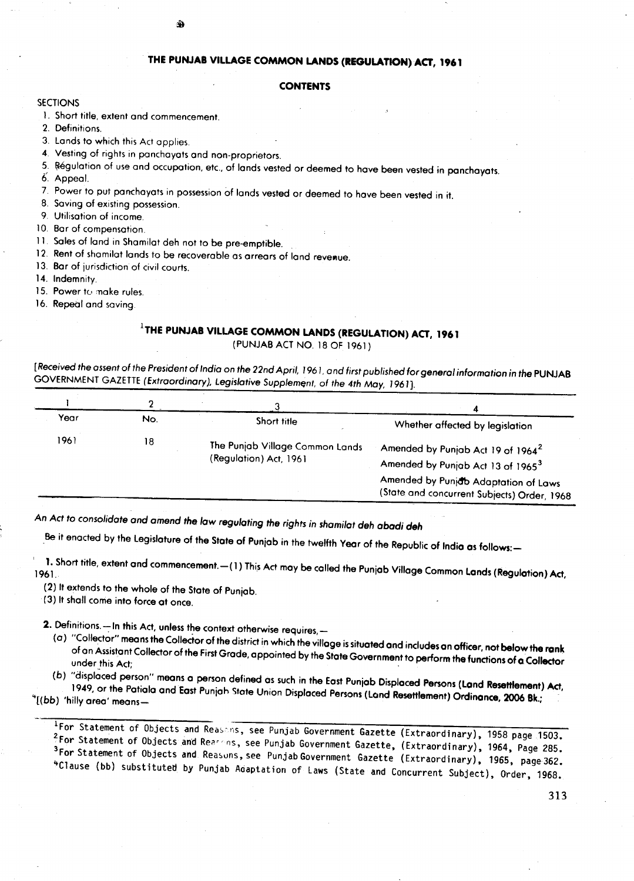# THE PUNJAB VILLAGE COMMON LANDS (REGULATION) ACT, 1961

## CONTENTS

SECTIONS

1. Short title, extent and commencement.
2. Definitions.
3. Lands to which this Act applies.
4. Vesting of rights in panchayats and non-proprietors.
5. Regulation of use and occupation, etc., of lands vested or deemed to have been vested in panchayats.
6. Appeal.
7. Power to put panchayats in possession of lands vested or deemed to have been vested in it.
8. Saving of existing possession.
9. Utilisation of income.
10. Bar of compensation.
11. Sales of land in Shamilat deh not to be pre-emptible.
12. Rent of shamilat lands to be recoverable as arrears of land revenue.
13. Bar of jurisdiction of civil courts.
14. Indemnity.
15. Power to make rules.
16. Repeal and saving.

## [1]THE PUNJAB VILLAGE COMMON LANDS (REGULATION) ACT, 1961

(PUNJAB ACT NO. 18 OF 1961)

*[Received the assent of the President of India on the 22nd April, 1961, and first published for general information in the* PUNJAB GOVERNMENT GAZETTE *(Extraordinary), Legislative Supplement, of the 4th May, 1961].*

| 1 | 2 | 3 | 4 |
|---|---|---|---|
| Year | No. | Short title | Whether affected by legislation |
| 1961 | 18 | The Punjab Village Common Lands (Regulation) Act, 1961 | Amended by Punjab Act 19 of 1964[2]<br>Amended by Punjab Act 13 of 1965[3]<br>Amended by Punjab Adaptation of Laws (State and concurrent Subjects) Order, 1968 |

*An Act to consolidate and amend the law regulating the rights in shamilat deh abadi deh*

Be it enacted by the Legislature of the State of Punjab in the twelfth Year of the Republic of India as follows:—

**1. Short title, extent and commencement.**—(1) This Act may be called the Punjab Village Common Lands (Regulation) Act, 1961.

(2) It extends to the whole of the State of Punjab.

(3) It shall come into force at once.

**2.** Definitions.—In this Act, unless the context otherwise requires,—

(a) "Collector" means the Collector of the district in which the village is situated and includes an officer, not below the rank of an Assistant Collector of the First Grade, appointed by the State Government to perform the functions of a Collector under this Act;

(b) "displaced person" means a person defined as such in the East Punjab Displaced Persons (Land Resettlement) Act, 1949, or the Patiala and East Punjab State Union Displaced Persons (Land Resettlement) Ordinance, 2006 Bk.;

[4][(bb) 'hilly area' means—

---

[1]For Statement of Objects and Reasons, see Punjab Government Gazette (Extraordinary), 1958 page 1503.

[2]For Statement of Objects and Reasons, see Punjab Government Gazette, (Extraordinary), 1964, Page 285.

[3]For Statement of Objects and Reasons, see Punjab Government Gazette (Extraordinary), 1965, page 362.

[4]Clause (bb) substituted by Punjab Adaptation of Laws (State and Concurrent Subject), Order, 1968.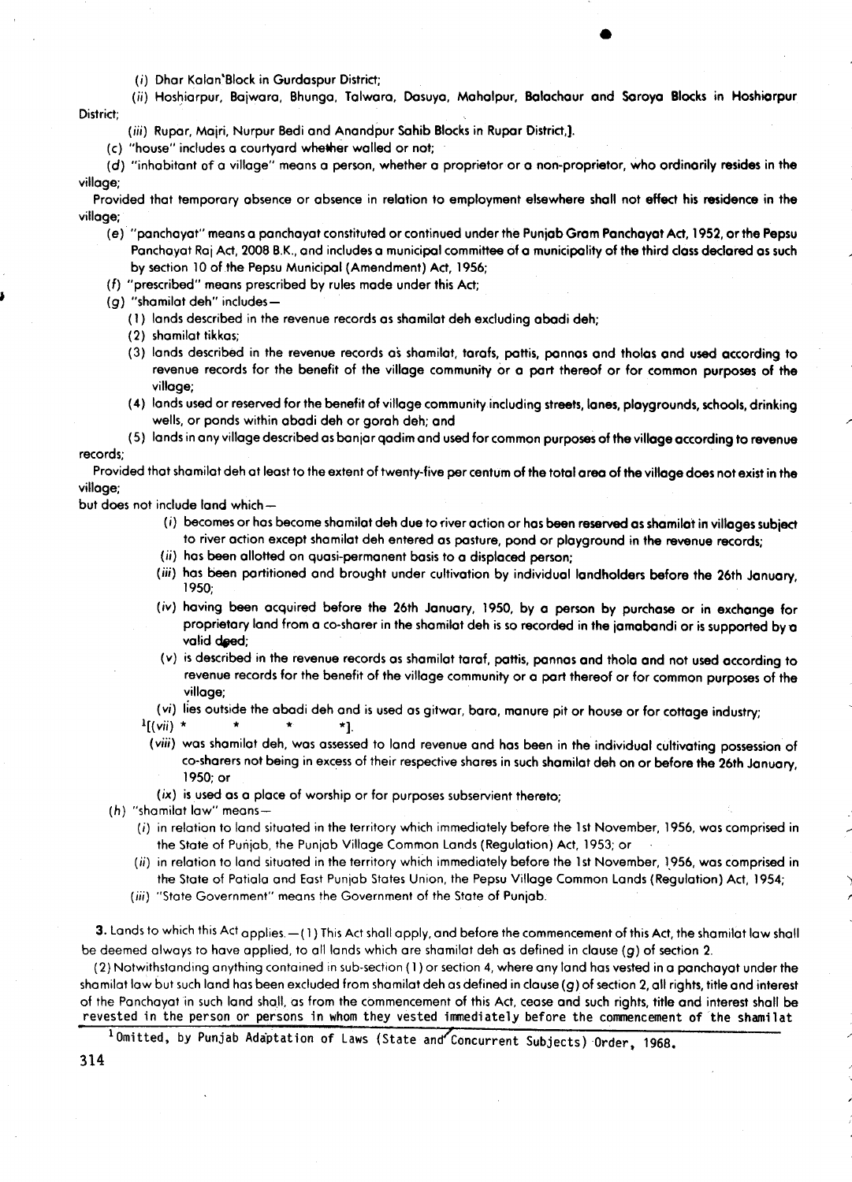(i) Dhar Kalan'Block in Gurdaspur District;

(ii) Hoshiarpur, Bajwara, Bhunga, Talwara, Dasuya, Mahalpur, Balachaur and Saroya Blocks in Hoshiarpur District;

(iii) Rupar, Majri, Nurpur Bedi and Anandpur Sahib Blocks in Rupar District,].

(c) "house" includes a courtyard whether walled or not;

(d) "inhabitant of a village" means a person, whether a proprietor or a non-proprietor, who ordinarily resides in the village;

Provided that temporary absence or absence in relation to employment elsewhere shall not effect his residence in the village;

(e) "panchayat" means a panchayat constituted or continued under the Punjab Gram Panchayat Act, 1952, or the Pepsu Panchayat Raj Act, 2008 B.K., and includes a municipal committee of a municipality of the third class declared as such by section 10 of the Pepsu Municipal (Amendment) Act, 1956;

(f) "prescribed" means prescribed by rules made under this Act;

(g) "shamilat deh" includes—

(1) lands described in the revenue records as shamilat deh excluding abadi deh;

(2) shamilat tikkas;

(3) lands described in the revenue records as shamilat, tarafs, pattis, pannas and tholas and used according to revenue records for the benefit of the village community or a part thereof or for common purposes of the village;

(4) lands used or reserved for the benefit of village community including streets, lanes, playgrounds, schools, drinking wells, or ponds within abadi deh or gorah deh; and

(5) lands in any village described as banjar qadim and used for common purposes of the village according to revenue records;

Provided that shamilat deh at least to the extent of twenty-five per centum of the total area of the village does not exist in the village;

but does not include land which—

(i) becomes or has become shamilat deh due to river action or has been reserved as shamilat in villages subject to river action except shamilat deh entered as pasture, pond or playground in the revenue records;

(ii) has been allotted on quasi-permanent basis to a displaced person;

(iii) has been partitioned and brought under cultivation by individual landholders before the 26th January, 1950;

(iv) having been acquired before the 26th January, 1950, by a person by purchase or in exchange for proprietary land from a co-sharer in the shamilat deh is so recorded in the jamabandi or is supported by a valid deed;

(v) is described in the revenue records as shamilat taraf, pattis, pannas and thola and not used according to revenue records for the benefit of the village community or a part thereof or for common purposes of the village;

(vi) lies outside the abadi deh and is used as gitwar, bara, manure pit or house or for cottage industry;

[1][(vii) * * * *].

(viii) was shamilat deh, was assessed to land revenue and has been in the individual cultivating possession of co-sharers not being in excess of their respective shares in such shamilat deh on or before the 26th January, 1950; or

(ix) is used as a place of worship or for purposes subservient thereto;

(h) "shamilat law" means—

(i) in relation to land situated in the territory which immediately before the 1st November, 1956, was comprised in the State of Punjab, the Punjab Village Common Lands (Regulation) Act, 1953; or

(ii) in relation to land situated in the territory which immediately before the 1st November, 1956, was comprised in the State of Patiala and East Punjab States Union, the Pepsu Village Common Lands (Regulation) Act, 1954;

(iii) "State Government" means the Government of the State of Punjab.

**3.** Lands to which this Act applies.—(1) This Act shall apply, and before the commencement of this Act, the shamilat law shall be deemed always to have applied, to all lands which are shamilat deh as defined in clause (g) of section 2.

(2) Notwithstanding anything contained in sub-section (1) or section 4, where any land has vested in a panchayat under the shamilat law but such land has been excluded from shamilat deh as defined in clause (g) of section 2, all rights, title and interest of the Panchayat in such land shall, as from the commencement of this Act, cease and such rights, title and interest shall be revested in the person or persons in whom they vested immediately before the commencement of the shamilat

[1] Omitted, by Punjab Adaptation of Laws (State and Concurrent Subjects) Order, 1968.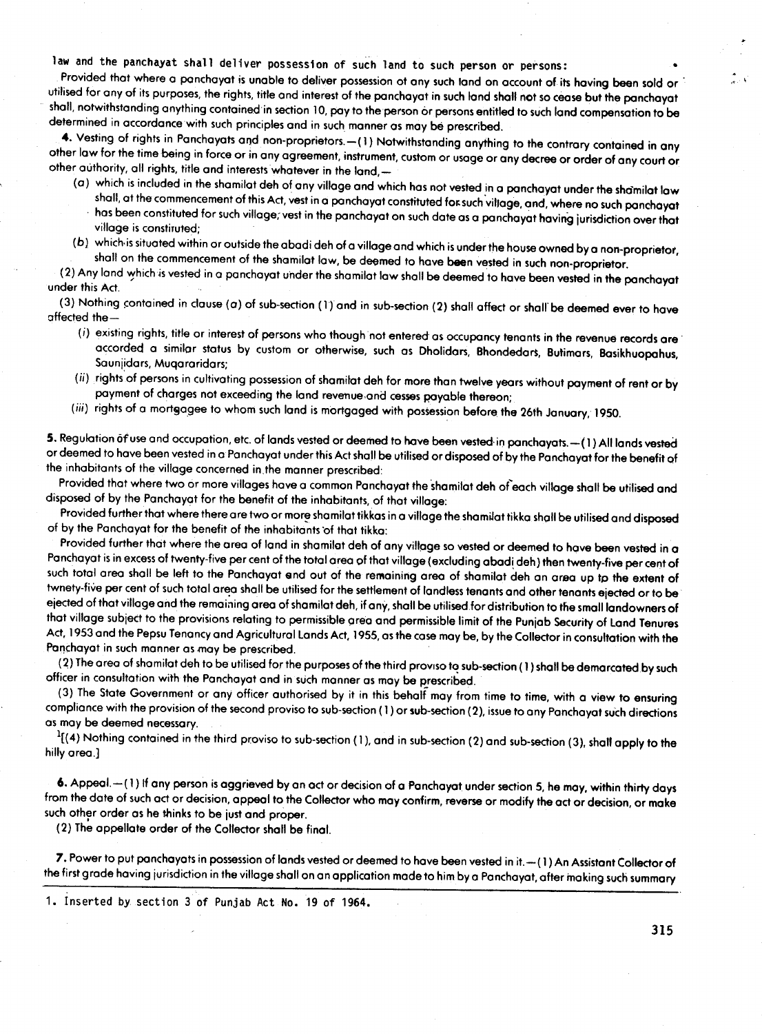law and the panchayat shall deliver possession of such land to such person or persons:

Provided that where a panchayat is unable to deliver possession of any such land on account of its having been sold or utilised for any of its purposes, the rights, title and interest of the panchayat in such land shall not so cease but the panchayat shall, notwithstanding anything contained in section 10, pay to the person or persons entitled to such land compensation to be determined in accordance with such principles and in such manner as may be prescribed.

**4. Vesting of rights in Panchayats and non-proprietors.**—(1) Notwithstanding anything to the contrary contained in any other law for the time being in force or in any agreement, instrument, custom or usage or any decree or order of any court or other authority, all rights, title and interests whatever in the land,—

(a) which is included in the shamilat deh of any village and which has not vested in a panchayat under the shamilat law shall, at the commencement of this Act, vest in a panchayat constituted for such village, and, where no such panchayat has been constituted for such village, vest in the panchayat on such date as a panchayat having jurisdiction over that village is constituted;

(b) which is situated within or outside the abadi deh of a village and which is under the house owned by a non-proprietor, shall on the commencement of the shamilat law, be deemed to have been vested in such non-proprietor.

(2) Any land which is vested in a panchayat under the shamilat law shall be deemed to have been vested in the panchayat under this Act.

(3) Nothing contained in clause (a) of sub-section (1) and in sub-section (2) shall affect or shall be deemed ever to have affected the—

(i) existing rights, title or interest of persons who though not entered as occupancy tenants in the revenue records are accorded a similar status by custom or otherwise, such as Dholidars, Bhondedars, Butimars, Basikhuopahus, Saunjidars, Muqararidars;

(ii) rights of persons in cultivating possession of shamilat deh for more than twelve years without payment of rent or by payment of charges not exceeding the land revenue and cesses payable thereon;

(iii) rights of a mortgagee to whom such land is mortgaged with possession before the 26th January, 1950.

**5. Regulation of use and occupation, etc. of lands vested or deemed to have been vested in panchayats.**—(1) All lands vested or deemed to have been vested in a Panchayat under this Act shall be utilised or disposed of by the Panchayat for the benefit of the inhabitants of the village concerned in the manner prescribed:

Provided that where two or more villages have a common Panchayat the shamilat deh of each village shall be utilised and disposed of by the Panchayat for the benefit of the inhabitants, of that village:

Provided further that where there are two or more shamilat tikkas in a village the shamilat tikka shall be utilised and disposed of by the Panchayat for the benefit of the inhabitants of that tikka:

Provided further that where the area of land in shamilat deh of any village so vested or deemed to have been vested in a Panchayat is in excess of twenty-five per cent of the total area of that village (excluding abadi deh) then twenty-five per cent of such total area shall be left to the Panchayat and out of the remaining area of shamilat deh an area up to the extent of twnety-five per cent of such total area shall be utilised for the settlement of landless tenants and other tenants ejected or to be ejected of that village and the remaining area of shamilat deh, if any, shall be utilised for distribution to the small landowners of that village subject to the provisions relating to permissible area and permissible limit of the Punjab Security of Land Tenures Act, 1953 and the Pepsu Tenancy and Agricultural Lands Act, 1955, as the case may be, by the Collector in consultation with the Panchayat in such manner as may be prescribed.

(2) The area of shamilat deh to be utilised for the purposes of the third proviso to sub-section (1) shall be demarcated by such officer in consultation with the Panchayat and in such manner as may be prescribed.

(3) The State Government or any officer authorised by it in this behalf may from time to time, with a view to ensuring compliance with the provision of the second proviso to sub-section (1) or sub-section (2), issue to any Panchayat such directions as may be deemed necessary.

[1][(4) Nothing contained in the third proviso to sub-section (1), and in sub-section (2) and sub-section (3), shall apply to the hilly area.]

**6. Appeal.**—(1) If any person is aggrieved by an act or decision of a Panchayat under section 5, he may, within thirty days from the date of such act or decision, appeal to the Collector who may confirm, reverse or modify the act or decision, or make such other order as he thinks to be just and proper.

(2) The appellate order of the Collector shall be final.

**7. Power to put panchayats in possession of lands vested or deemed to have been vested in it.**—(1) An Assistant Collector of the first grade having jurisdiction in the village shall on an application made to him by a Panchayat, after making such summary

---

1. Inserted by section 3 of Punjab Act No. 19 of 1964.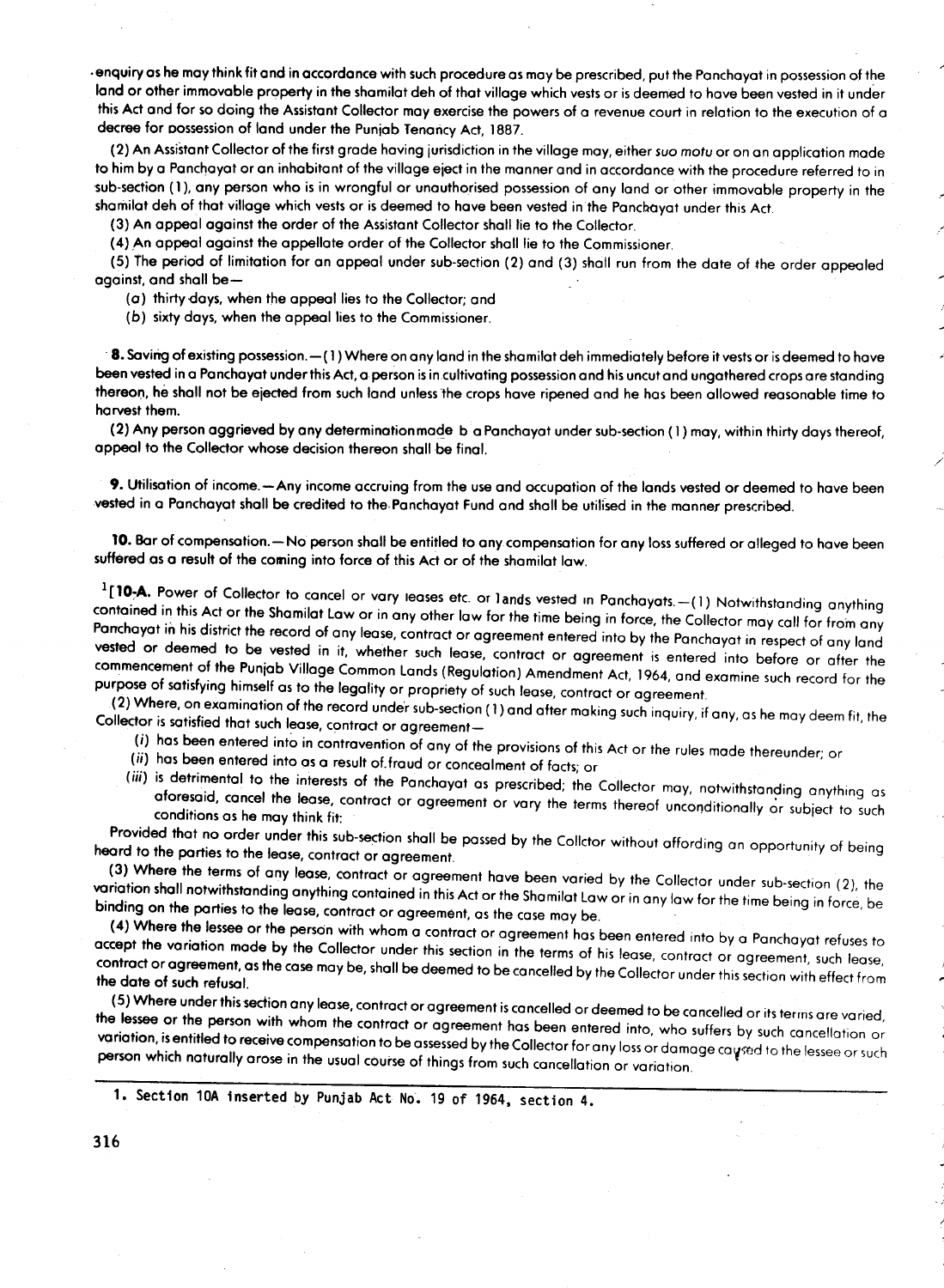enquiry as he may think fit and in accordance with such procedure as may be prescribed, put the Panchayat in possession of the land or other immovable property in the shamilat deh of that village which vests or is deemed to have been vested in it under this Act and for so doing the Assistant Collector may exercise the powers of a revenue court in relation to the execution of a decree for possession of land under the Punjab Tenancy Act, 1887.

(2) An Assistant Collector of the first grade having jurisdiction in the village may, either *suo motu* or on an application made to him by a Panchayat or an inhabitant of the village eject in the manner and in accordance with the procedure referred to in sub-section (1), any person who is in wrongful or unauthorised possession of any land or other immovable property in the shamilat deh of that village which vests or is deemed to have been vested in the Panchayat under this Act.

(3) An appeal against the order of the Assistant Collector shall lie to the Collector.

(4) An appeal against the appellate order of the Collector shall lie to the Commissioner.

(5) The period of limitation for an appeal under sub-section (2) and (3) shall run from the date of the order appealed against, and shall be—

(*a*) thirty days, when the appeal lies to the Collector; and

(*b*) sixty days, when the appeal lies to the Commissioner.

**8.** Saving of existing possession.—(1) Where on any land in the shamilat deh immediately before it vests or is deemed to have been vested in a Panchayat under this Act, a person is in cultivating possession and his uncut and ungathered crops are standing thereon, he shall not be ejected from such land unless the crops have ripened and he has been allowed reasonable time to harvest them.

(2) Any person aggrieved by any determination made b a Panchayat under sub-section (1) may, within thirty days thereof, appeal to the Collector whose decision thereon shall be final.

**9.** Utilisation of income.—Any income accruing from the use and occupation of the lands vested or deemed to have been vested in a Panchayat shall be credited to the Panchayat Fund and shall be utilised in the manner prescribed.

**10.** Bar of compensation.—No person shall be entitled to any compensation for any loss suffered or alleged to have been suffered as a result of the coming into force of this Act or of the shamilat law.

[1][**10-A.** Power of Collector to cancel or vary leases etc. or lands vested in Panchayats.—(1) Notwithstanding anything contained in this Act or the Shamilat Law or in any other law for the time being in force, the Collector may call for from any Panchayat in his district the record of any lease, contract or agreement entered into by the Panchayat in respect of any land vested or deemed to be vested in it, whether such lease, contract or agreement is entered into before or after the commencement of the Punjab Village Common Lands (Regulation) Amendment Act, 1964, and examine such record for the purpose of satisfying himself as to the legality or propriety of such lease, contract or agreement.

(2) Where, on examination of the record under sub-section (1) and after making such inquiry, if any, as he may deem fit, the Collector is satisfied that such lease, contract or agreement—

(*i*) has been entered into in contravention of any of the provisions of this Act or the rules made thereunder; or

(*ii*) has been entered into as a result of fraud or concealment of facts; or

(*iii*) is detrimental to the interests of the Panchayat as prescribed; the Collector may, notwithstanding anything as aforesaid, cancel the lease, contract or agreement or vary the terms thereof unconditionally or subject to such conditions as he may think fit:

Provided that no order under this sub-section shall be passed by the Collctor without affording an opportunity of being heard to the parties to the lease, contract or agreement.

(3) Where the terms of any lease, contract or agreement have been varied by the Collector under sub-section (2), the variation shall notwithstanding anything contained in this Act or the Shamilat Law or in any law for the time being in force, be binding on the parties to the lease, contract or agreement, as the case may be.

(4) Where the lessee or the person with whom a contract or agreement has been entered into by a Panchayat refuses to accept the variation made by the Collector under this section in the terms of his lease, contract or agreement, such lease, contract or agreement, as the case may be, shall be deemed to be cancelled by the Collector under this section with effect from the date of such refusal.

(5) Where under this section any lease, contract or agreement is cancelled or deemed to be cancelled or its terms are varied, the lessee or the person with whom the contract or agreement has been entered into, who suffers by such cancellation or variation, is entitled to receive compensation to be assessed by the Collector for any loss or damage caused to the lessee or such person which naturally arose in the usual course of things from such cancellation or variation.

---

1. Section 10A inserted by Punjab Act No. 19 of 1964, section 4.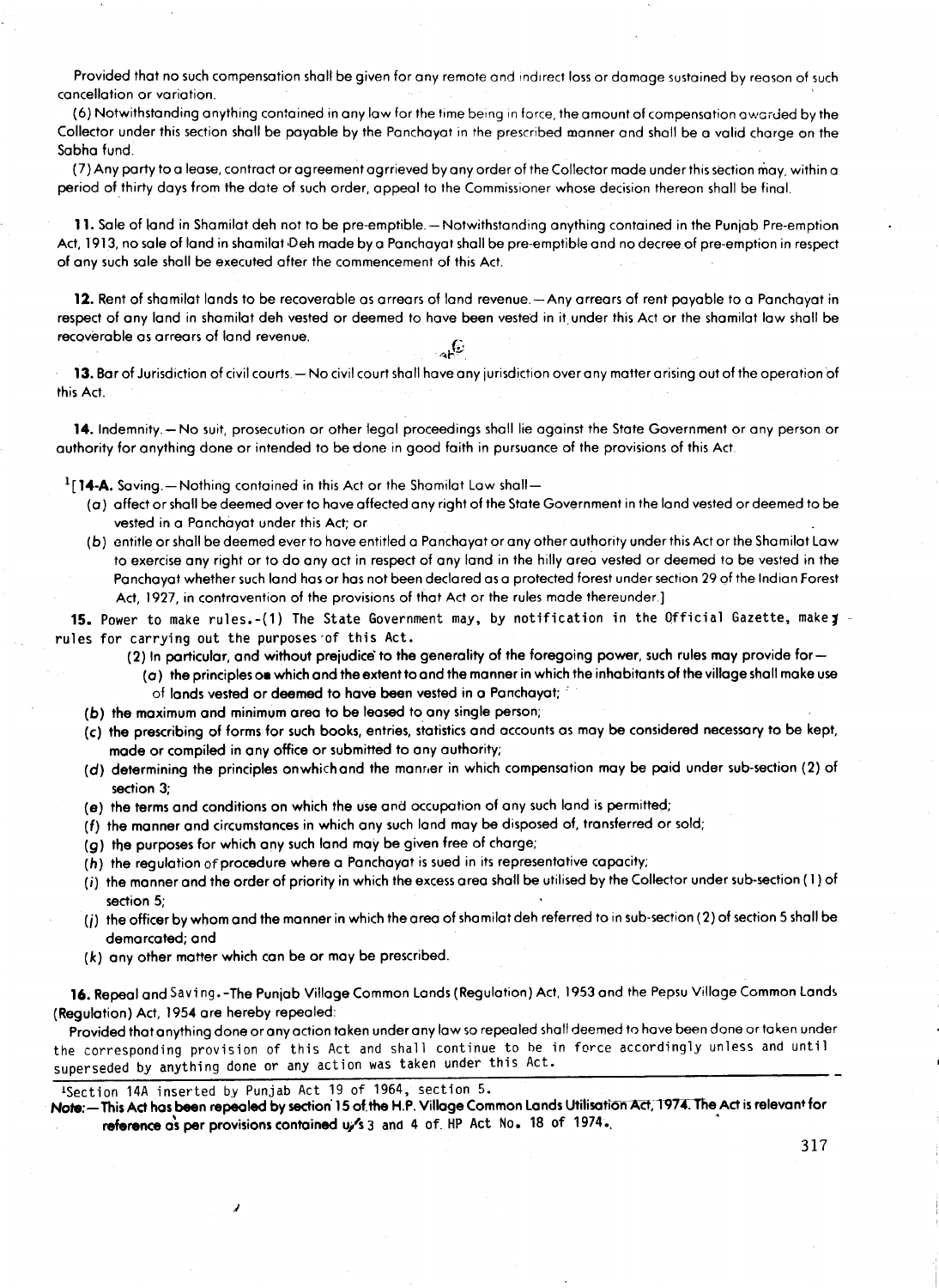Provided that no such compensation shall be given for any remote and indirect loss or damage sustained by reason of such cancellation or variation.

(6) Notwithstanding anything contained in any law for the time being in force, the amount of compensation awarded by the Collector under this section shall be payable by the Panchayat in the prescribed manner and shall be a valid charge on the Sabha fund.

(7) Any party to a lease, contract or agreement agrrieved by any order of the Collector made under this section may, within a period of thirty days from the date of such order, appeal to the Commissioner whose decision thereon shall be final.

**11.** Sale of land in Shamilat deh not to be pre-emptible. — Notwithstanding anything contained in the Punjab Pre-emption Act, 1913, no sale of land in shamilat Deh made by a Panchayat shall be pre-emptible and no decree of pre-emption in respect of any such sale shall be executed after the commencement of this Act.

**12.** Rent of shamilat lands to be recoverable as arrears of land revenue. — Any arrears of rent payable to a Panchayat in respect of any land in shamilat deh vested or deemed to have been vested in it under this Act or the shamilat law shall be recoverable as arrears of land revenue.

**13.** Bar of Jurisdiction of civil courts. — No civil court shall have any jurisdiction over any matter arising out of the operation of this Act.

**14.** Indemnity. — No suit, prosecution or other legal proceedings shall lie against the State Government or any person or authority for anything done or intended to be done in good faith in pursuance of the provisions of this Act.

[1][**14-A.** Saving. — Nothing contained in this Act or the Shamilat Law shall—

(a) affect or shall be deemed over to have affected any right of the State Government in the land vested or deemed to be vested in a Panchayat under this Act; or

(b) entitle or shall be deemed ever to have entitled a Panchayat or any other authority under this Act or the Shamilat Law to exercise any right or to do any act in respect of any land in the hilly area vested or deemed to be vested in the Panchayat whether such land has or has not been declared as a protected forest under section 29 of the Indian Forest Act, 1927, in contravention of the provisions of that Act or the rules made thereunder.]

**15.** Power to make rules.-(1) The State Government may, by notification in the Official Gazette, make rules for carrying out the purposes of this Act.

(2) In particular, and without prejudice to the generality of the foregoing power, such rules may provide for—

(a) the principles on which and the extent to and the manner in which the inhabitants of the village shall make use of lands vested or deemed to have been vested in a Panchayat;

(b) the maximum and minimum area to be leased to any single person;

(c) the prescribing of forms for such books, entries, statistics and accounts as may be considered necessary to be kept, made or compiled in any office or submitted to any authority;

(d) determining the principles onwhichand the manner in which compensation may be paid under sub-section (2) of section 3;

(e) the terms and conditions on which the use and occupation of any such land is permitted;

(f) the manner and circumstances in which any such land may be disposed of, transferred or sold;

(g) the purposes for which any such land may be given free of charge;

(h) the regulation of procedure where a Panchayat is sued in its representative capacity;

(i) the manner and the order of priority in which the excess area shall be utilised by the Collector under sub-section (1) of section 5;

(j) the officer by whom and the manner in which the area of shamilat deh referred to in sub-section (2) of section 5 shall be demarcated; and

(k) any other matter which can be or may be prescribed.

**16.** Repeal and Saving.-The Punjab Village Common Lands (Regulation) Act, 1953 and the Pepsu Village Common Lands (Regulation) Act, 1954 are hereby repealed:

Provided that anything done or any action taken under any law so repealed shall deemed to have been done or taken under the corresponding provision of this Act and shall continue to be in force accordingly unless and until superseded by anything done or any action was taken under this Act.

[1]Section 14A inserted by Punjab Act 19 of 1964, section 5.

**Note:—This Act has been repealed by section 15 of the H.P. Village Common Lands Utilisation Act, 1974. The Act is relevant for reference as per provisions contained u/s 3 and 4 of HP Act No. 18 of 1974.**